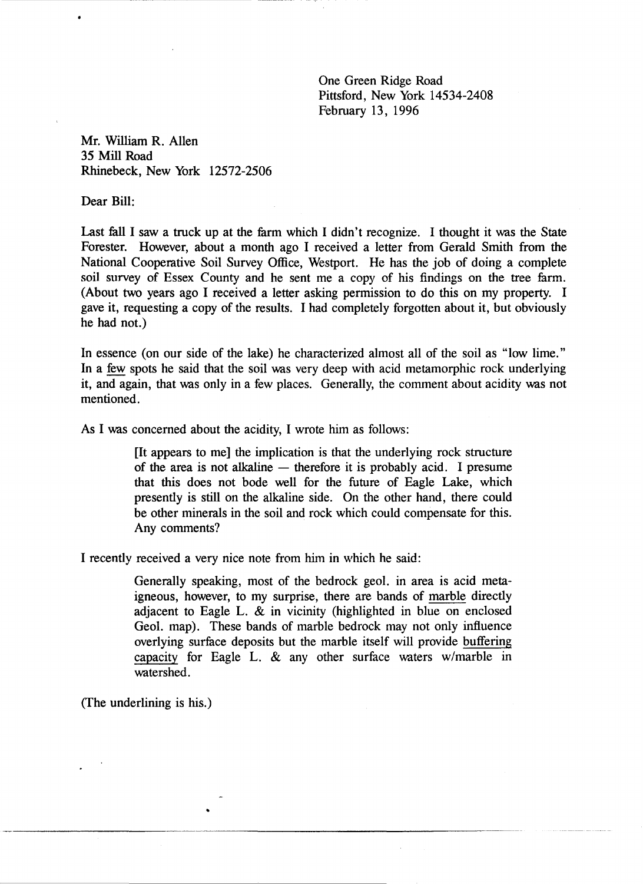One Green Ridge Road
Pittsford, New York 14534-2408
February 13, 1996

Mr. William R. Allen
35 Mill Road
Rhinebeck, New York 12572-2506

Dear Bill:

Last fall I saw a truck up at the farm which I didn't recognize. I thought it was the State Forester. However, about a month ago I received a letter from Gerald Smith from the National Cooperative Soil Survey Office, Westport. He has the job of doing a complete soil survey of Essex County and he sent me a copy of his findings on the tree farm. (About two years ago I received a letter asking permission to do this on my property. I gave it, requesting a copy of the results. I had completely forgotten about it, but obviously he had not.)

In essence (on our side of the lake) he characterized almost all of the soil as "low lime." In a <u>few</u> spots he said that the soil was very deep with acid metamorphic rock underlying it, and again, that was only in a few places. Generally, the comment about acidity was not mentioned.

As I was concerned about the acidity, I wrote him as follows:

> [It appears to me] the implication is that the underlying rock structure of the area is not alkaline — therefore it is probably acid. I presume that this does not bode well for the future of Eagle Lake, which presently is still on the alkaline side. On the other hand, there could be other minerals in the soil and rock which could compensate for this. Any comments?

I recently received a very nice note from him in which he said:

> Generally speaking, most of the bedrock geol. in area is acid meta-igneous, however, to my surprise, there are bands of <u>marble</u> directly adjacent to Eagle L. & in vicinity (highlighted in blue on enclosed Geol. map). These bands of marble bedrock may not only influence overlying surface deposits but the marble itself will provide <u>buffering capacity</u> for Eagle L. & any other surface waters w/marble in watershed.

(The underlining is his.)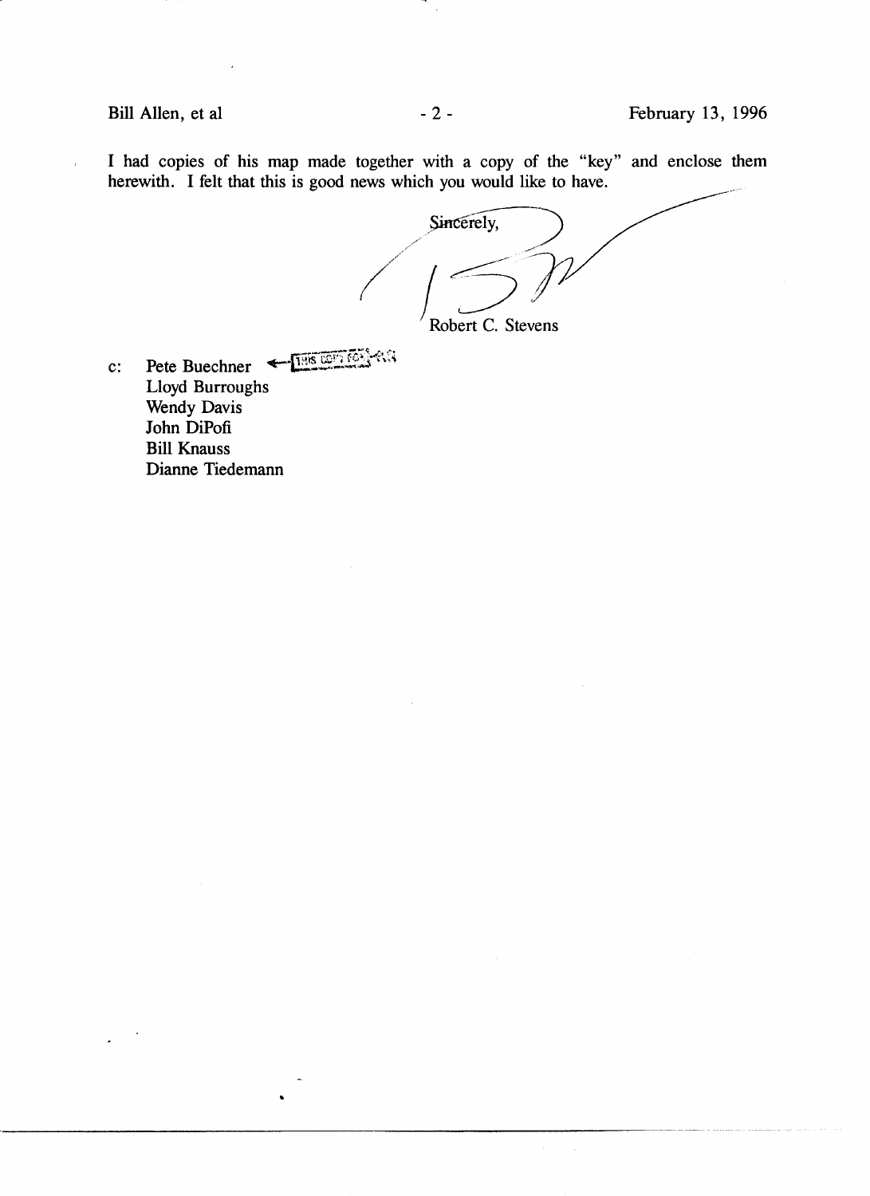I had copies of his map made together with a copy of the "key" and enclose them herewith. I felt that this is good news which you would like to have.

Sincerely,

Robert C. Stevens

c: Pete Buechner ← THIS COPY FOR
Lloyd Burroughs
Wendy Davis
John DiPofi
Bill Knauss
Dianne Tiedemann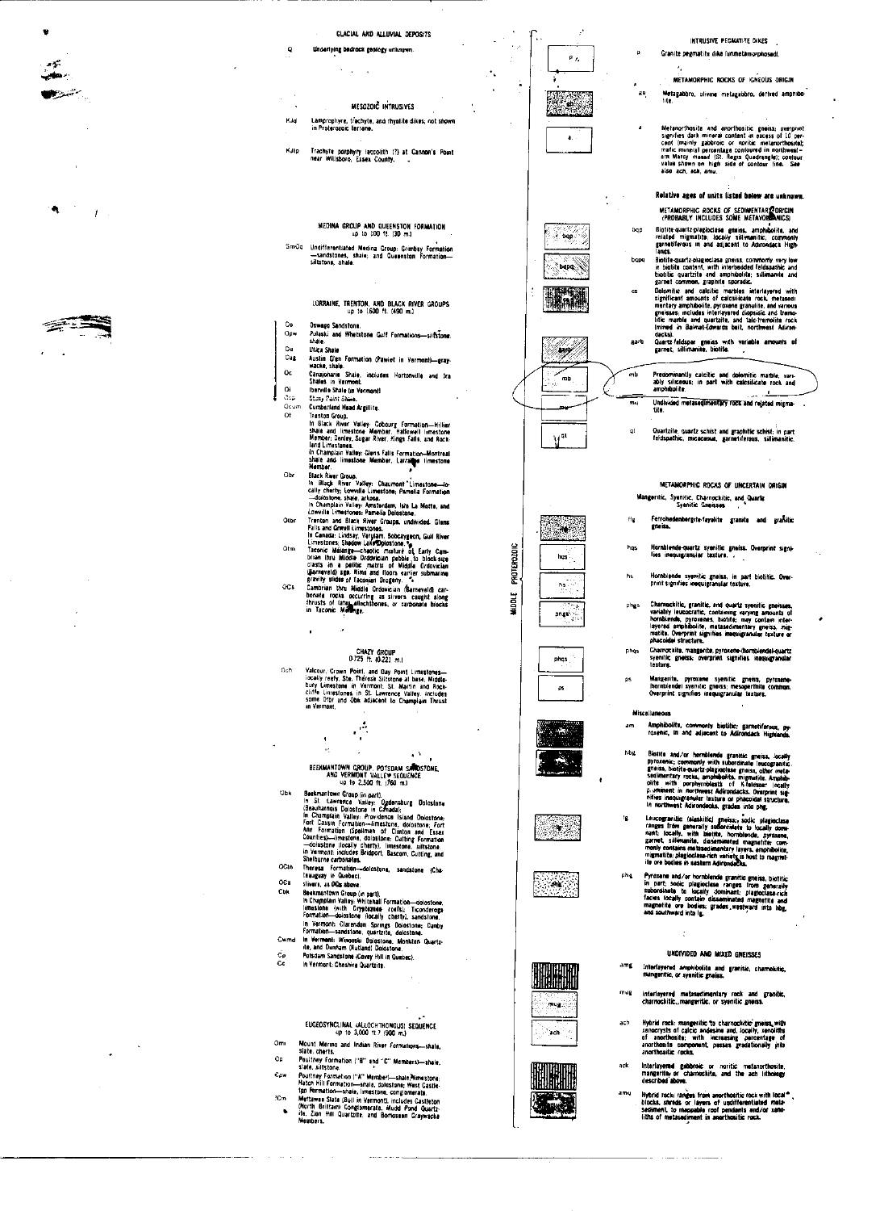## GLACIAL AND ALLUVIAL DEPOSITS

Q — Underlying bedrock geology unknown.

## MESOZOIC INTRUSIVES

KJd — Lamprophyre, trachyte, and rhyolite dikes; not shown in Proterozoic terrane.

KJtp — Trachyte porphyry laccolith (?) at Cannon's Point near Willsboro, Essex County.

## MEDINA GROUP AND QUEENSTON FORMATION
up to 100 ft. (30 m)

SmOq — Undifferentiated Medina Group: Grimsby Formation—sandstones, shale; and Queenston Formation—siltstone, shale.

## LORRAINE, TRENTON, AND BLACK RIVER GROUPS
up to 1600 ft. (490 m)

Oo — Oswego Sandstone.

Opw — Pulaski and Whetstone Gulf Formations—siltstone, shale.

Ou — Utica Shale

Oag — Austin Glen Formation (Pawlet in Vermont)—graywacke, shale.

Oc — Canajoharie Shale, includes Hortonville and Ira Shales in Vermont.

Oi — Iberville Shale (in Vermont)

Osp — Stony Point Shale.

Ocum — Cumberland Head Argillite.

Ot — Trenton Group.
In Black River Valley: Cobourg Formation—Hillier shale and limestone Member, Hallowell limestone Member; Denley, Sugar River, Kings Falls, and Rockland Limestones.
In Champlain Valley: Glens Falls Formation—Montreal shale and limestone Member, Larrabee limestone Member.

Obr — Black River Group.
In Black River Valley: Chaumont Limestone—locally cherty; Lowville Limestone; Pamelia Formation—dolostone, shale, arkose.
In Champlain Valley: Amsterdam, Isle La Motte, and Lowville Limestones; Pamelia Dolostone.

Otbr — Trenton and Black River Groups, undivided. Glens Falls and Orwell Limestones.
In Canada: Lindsay, Verulam, Bobcaygeon, Gull River Limestones; Shadow Lake Dolostone.

Otm — Taconic Mélange—chaotic mixture of Early Cambrian thru Middle Ordovician pebble to block-size clasts in a pelitic matrix of Middle Ordovician (Barneveld) age. Rims and floors earlier submarine gravity slides of Taconian Orogeny.

OCs — Cambrian thru Middle Ordovician (Barneveld) carbonate rocks occurring as slivers caught along thrusts of later allochthones, or carbonate blocks in Taconic Mélange.

## CHAZY GROUP
0-725 ft. (0-221 m)

Och — Valcour, Crown Point, and Day Point Limestones—locally reefy. Ste. Thérèse Siltstone at base. Middlebury Limestone in Vermont. St. Martin and Rockcliffe Limestones in St. Lawrence Valley. Includes some Otbr and Obk adjacent to Champlain Thrust in Vermont.

## BEEKMANTOWN GROUP, POTSDAM SANDSTONE, AND VERMONT VALLEY SEQUENCE
up to 2,500 ft. (760 m)

Obk — Beekmantown Group (in part).
In St. Lawrence Valley: Ogdensburg Dolostone (Beauharnois Dolostone in Canada).
In Champlain Valley: Providence Island Dolostone; Fort Cassin Formation—limestone, dolostone; Fort Ann Formation (Spellman of Clinton and Essex Counties)—limestone, dolostone; Cutting Formation—dolostone (locally cherty), limestone, siltstone.
In Vermont: includes Bridport, Bascom, Cutting, and Shelburne carbonates.

OCt — Theresa Formation—dolostone, sandstone (Chateaugay in Quebec).

OCs — slivers, as OCs above.

Cbk — Beekmantown Group (in part).
In Champlain Valley: Whitehall Formation—dolostone, limestone (with Cryptozoon reefs); Ticonderoga Formation—dolostone (locally cherty), sandstone.
In Vermont: Clarendon Springs Dolostone; Danby Formation—sandstone, quartzite, dolostone.

Cwmd — In Vermont: Winooski Dolostone, Monkton Quartzite, and Dunham (Rutland) Dolostone.

Cp — Potsdam Sandstone (Covey Hill in Quebec).

Cc — In Vermont: Cheshire Quartzite.

## EUGEOSYNCLINAL (ALLOCHTHONOUS) SEQUENCE
up to 3,000 ft.? (900 m)

Omi — Mount Merino and Indian River Formations—shale, slate, cherts.

Op — Poultney Formation ("B" and "C" Members)—shale, slate, siltstone.

Cpw — Poultney Formation ("A" Member)—shale, limestone; Hatch Hill Formation—shale, dolostone; West Castleton Formation—shale, limestone, conglomerate.

Cm — Mettawee Slate (Bull in Vermont), includes Castleton (North Brittain) Conglomerate, Mudd Pond Quartzite, Zion Hill Quartzite, and Bomoseen Graywacke Members.

## MIDDLE PROTEROZOIC

### INTRUSIVE PEGMATITE DIKES

p — Granite pegmatite dike (unmetamorphosed).

### METAMORPHIC ROCKS OF IGNEOUS ORIGIN

mg — Metagabbro, olivine metagabbro, derived amphibolite.

a — Metanorthosite and anorthositic gneiss; overprint signifies dark mineral content in excess of 10 percent (mainly gabbroic or noritic metanorthosite); mafic mineral percentage contoured in northwestern Marcy massif (St. Regis Quadrangle); contour value shown on high side of contour line. See also ach, ack, amu.

**Relative ages of units listed below are unknown.**

### METAMORPHIC ROCKS OF SEDIMENTARY ORIGIN (PROBABLY INCLUDES SOME METAVOLCANICS)

bqp — Biotite-quartz-plagioclase gneiss, amphibolite, and related migmatite; locally sillimanitic, commonly garnetiferous in and adjacent to Adirondack Highlands.

bqpq — Biotite-quartz-plagioclase gneiss commonly very low in biotite content, with interbedded feldspathic and biotitic quartzite and amphibolite; sillimanite and garnet common, graphite sporadic.

cs — Dolomitic and calcitic marbles interlayered with significant amounts of calcsilicate rock, metasedimentary amphibolite, pyroxene granulite, and various gneisses; includes interlayered diopsidic and tremolitic marble and quartzite, and talc-tremolite rock (mined in Balmat-Edwards belt, northwest Adirondacks).

qsrb — Quartz feldspar gneiss with variable amounts of garnet, sillimanite, biotite.

mb — Predominantly calcitic and dolomitic marble, variably siliceous; in part with calcsilicate rock and amphibolite.

mu — Undivided metasedimentary rock and related migmatite.

qt — Quartzite, quartz schist and graphitic schist; in part feldspathic, micaceous, garnetiferous, sillimanitic.

### METAMORPHIC ROCKS OF UNCERTAIN ORIGIN

Mangeritic, Syenitic, Charnockitic, and Quartz Syenitic Gneisses

ffg — Ferrohedenbergite-fayalite granite and granitic gneiss.

hqs — Hornblende-quartz syenitic gneiss. Overprint signifies inequigranular texture.

hs — Hornblende syenitic gneiss, in part biotitic. Overprint signifies inequigranular texture.

pngs — Charnockitic, granitic, and quartz syenitic gneisses, variably leucocratic, containing varying amounts of hornblende, pyroxenes, biotite; may contain interlayered amphibolite, metasedimentary gneiss, migmatite. Overprint signifies inequigranular texture or phacoidal structure.

phqs — Charnockite, mangerite, pyroxene-hornblende-quartz syenitic gneiss; overprint signifies inequigranular texture.

ps — Mangerite, pyroxene syenitic gneiss, pyroxene-hornblende syenitic gneiss; mesoperthite common. Overprint signifies inequigranular texture.

Miscellaneous

am — Amphibolite, commonly biotitic; garnetiferous, pyroxenic, in and adjacent to Adirondack Highlands.

hbg — Biotite and/or hornblende granitic gneiss, locally pyroxenic; commonly with subordinate leucogranitic gneiss, biotite-quartz-plagioclase gneiss, other metasedimentary rocks, amphibolite, migmatite. Amphibolite with porphyroblasts of K-feldspar locally prominent in northwest Adirondacks. Overprint signifies inequigranular texture or phacoidal structure. In northwest Adirondacks, grades into png.

lg — Leucogranitic (alaskitic) gneiss; sodic plagioclase ranges from generally subordinate to locally dominant; locally, with biotite, hornblende, pyroxene, garnet, sillimanite, disseminated magnetite; commonly contains metasedimentary layers, amphibolite, migmatite; plagioclase-rich variety is host to magnetite ore bodies in eastern Adirondacks.

phg — Pyroxene and/or hornblende granitic gneiss, biotitic in part; sodic plagioclase ranges from generally subordinate to locally dominant; plagioclase-rich facies locally contain disseminated magnetite and magnetite ore bodies; grades westward into hbg, and southward into lg.

### UNDIVIDED AND MIXED GNEISSES

amg — Interlayered amphibolite and granitic, charnockitic, mangeritic, or syenitic gneiss.

mug — Interlayered metasedimentary rock and granitic, charnockitic, mangeritic, or syenitic gneiss.

ach — Hybrid rock: mangeritic to charnockitic gneiss with xenocrysts of calcic andesine and, locally, xenoliths of anorthosite; with increasing percentage of anorthosite component, passes gradationally into anorthositic rocks.

ack — Interlayered gabbroic or noritic metanorthosite, mangerite, or charnockite, and the ach lithology described above.

amu — Hybrid rock: ranges from anorthosite rock with local blocks, shreds or layers of undifferentiated metasediment, to mappable roof pendants and/or xenoliths of metasediment in anorthositic rock.